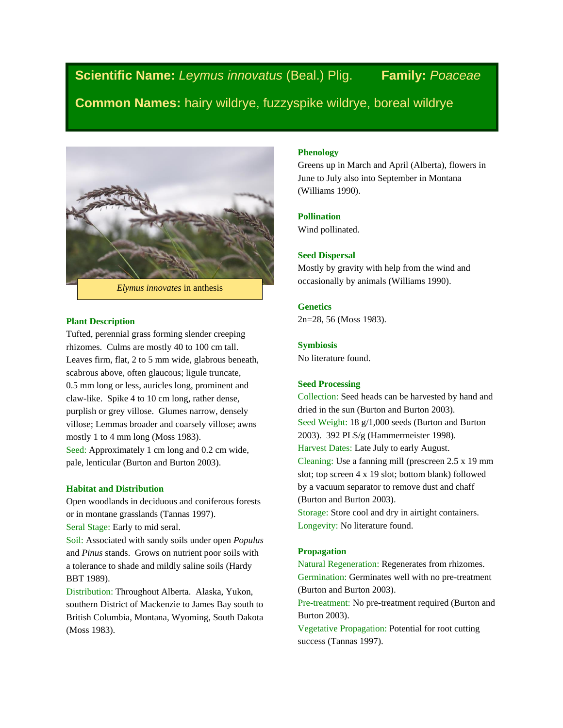**Scientific Name:** *Leymus innovatus* (Beal.) Plig. **Family:** *Poaceae*

**Common Names:** hairy wildrye, fuzzyspike wildrye, boreal wildrye

*Elymus innovates* in anthesis

### Plant Description

Tufted, perennial grass forming slender creeping rhizomes. Culms are mostly 40 to 100 cm tall. Leaves firm, flat, 2 to 5 mm wide, glabrous beneath, scabrous above, often glaucous; ligule truncate, 0.5 mm long or less, auricles long, prominent and claw-like. Spike 4 to 10 cm long, rather dense, purplish or grey villose. Glumes narrow, densely villose; Lemmas broader and coarsely villose; awns mostly 1 to 4 mm long (Moss 1983).

Seed: Approximately 1 cm long and 0.2 cm wide, pale, lenticular (Burton and Burton 2003).

### Habitat and Distribution

Open woodlands in deciduous and coniferous forests or in montane grasslands (Tannas 1997).

Seral Stage: Early to mid seral.

Soil: Associated with sandy soils under open *Populus* and *Pinus* stands. Grows on nutrient poor soils with a tolerance to shade and mildly saline soils (Hardy BBT 1989).

Distribution: Throughout Alberta. Alaska, Yukon, southern District of Mackenzie to James Bay south to British Columbia, Montana, Wyoming, South Dakota (Moss 1983).

### Phenology

Greens up in March and April (Alberta), flowers in June to July also into September in Montana (Williams 1990).

### Pollination

Wind pollinated.

### Seed Dispersal

Mostly by gravity with help from the wind and occasionally by animals (Williams 1990).

### Genetics

2n=28, 56 (Moss 1983).

### Symbiosis

No literature found.

### Seed Processing

Collection: Seed heads can be harvested by hand and dried in the sun (Burton and Burton 2003).

Seed Weight: 18 g/1,000 seeds (Burton and Burton 2003). 392 PLS/g (Hammermeister 1998).

Harvest Dates: Late July to early August.

Cleaning: Use a fanning mill (prescreen 2.5 x 19 mm slot; top screen 4 x 19 slot; bottom blank) followed by a vacuum separator to remove dust and chaff (Burton and Burton 2003).

Storage: Store cool and dry in airtight containers.

Longevity: No literature found.

### Propagation

Natural Regeneration: Regenerates from rhizomes.

Germination: Germinates well with no pre-treatment (Burton and Burton 2003).

Pre-treatment: No pre-treatment required (Burton and Burton 2003).

Vegetative Propagation: Potential for root cutting success (Tannas 1997).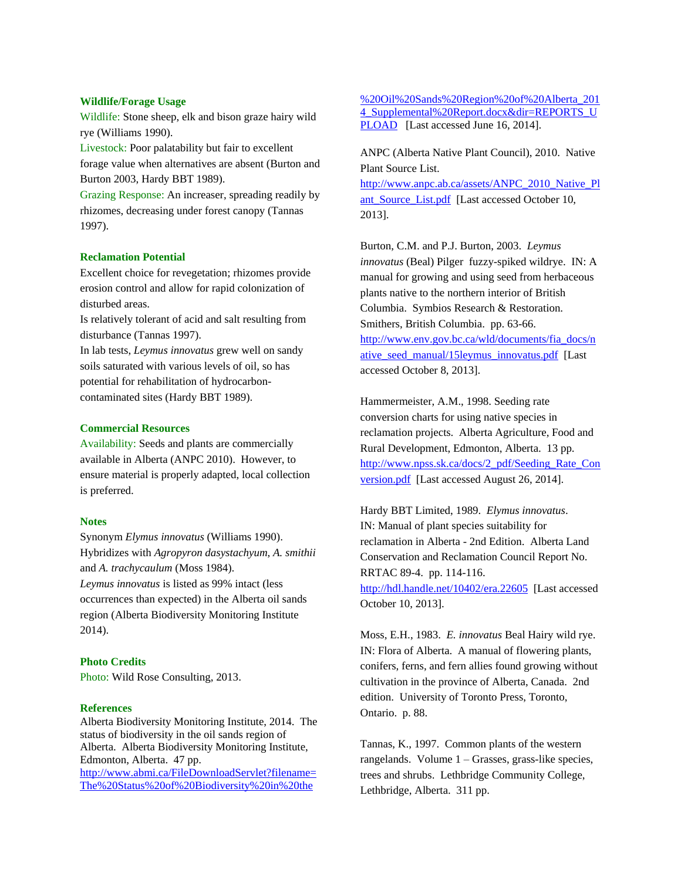### Wildlife/Forage Usage

Wildlife: Stone sheep, elk and bison graze hairy wild rye (Williams 1990).

Livestock: Poor palatability but fair to excellent forage value when alternatives are absent (Burton and Burton 2003, Hardy BBT 1989).

Grazing Response: An increaser, spreading readily by rhizomes, decreasing under forest canopy (Tannas 1997).

### Reclamation Potential

Excellent choice for revegetation; rhizomes provide erosion control and allow for rapid colonization of disturbed areas.

Is relatively tolerant of acid and salt resulting from disturbance (Tannas 1997).

In lab tests, *Leymus innovatus* grew well on sandy soils saturated with various levels of oil, so has potential for rehabilitation of hydrocarbon-contaminated sites (Hardy BBT 1989).

### Commercial Resources

Availability: Seeds and plants are commercially available in Alberta (ANPC 2010). However, to ensure material is properly adapted, local collection is preferred.

### Notes

Synonym *Elymus innovatus* (Williams 1990).

Hybridizes with *Agropyron dasystachyum*, *A. smithii* and *A. trachycaulum* (Moss 1984).

*Leymus innovatus* is listed as 99% intact (less occurrences than expected) in the Alberta oil sands region (Alberta Biodiversity Monitoring Institute 2014).

### Photo Credits

Photo: Wild Rose Consulting, 2013.

### References

Alberta Biodiversity Monitoring Institute, 2014. The status of biodiversity in the oil sands region of Alberta. Alberta Biodiversity Monitoring Institute, Edmonton, Alberta. 47 pp. http://www.abmi.ca/FileDownloadServlet?filename=The%20Status%20of%20Biodiversity%20in%20the%20Oil%20Sands%20Region%20of%20Alberta_2014_Supplemental%20Report.docx&dir=REPORTS_UPLOAD [Last accessed June 16, 2014].

ANPC (Alberta Native Plant Council), 2010. Native Plant Source List. http://www.anpc.ab.ca/assets/ANPC_2010_Native_Plant_Source_List.pdf [Last accessed October 10, 2013].

Burton, C.M. and P.J. Burton, 2003. *Leymus innovatus* (Beal) Pilger fuzzy-spiked wildrye. IN: A manual for growing and using seed from herbaceous plants native to the northern interior of British Columbia. Symbios Research & Restoration. Smithers, British Columbia. pp. 63-66. http://www.env.gov.bc.ca/wld/documents/fia_docs/native_seed_manual/15leymus_innovatus.pdf [Last accessed October 8, 2013].

Hammermeister, A.M., 1998. Seeding rate conversion charts for using native species in reclamation projects. Alberta Agriculture, Food and Rural Development, Edmonton, Alberta. 13 pp. http://www.npss.sk.ca/docs/2_pdf/Seeding_Rate_Conversion.pdf [Last accessed August 26, 2014].

Hardy BBT Limited, 1989. *Elymus innovatus*. IN: Manual of plant species suitability for reclamation in Alberta - 2nd Edition. Alberta Land Conservation and Reclamation Council Report No. RRTAC 89-4. pp. 114-116. http://hdl.handle.net/10402/era.22605 [Last accessed October 10, 2013].

Moss, E.H., 1983. *E. innovatus* Beal Hairy wild rye. IN: Flora of Alberta. A manual of flowering plants, conifers, ferns, and fern allies found growing without cultivation in the province of Alberta, Canada. 2nd edition. University of Toronto Press, Toronto, Ontario. p. 88.

Tannas, K., 1997. Common plants of the western rangelands. Volume 1 – Grasses, grass-like species, trees and shrubs. Lethbridge Community College, Lethbridge, Alberta. 311 pp.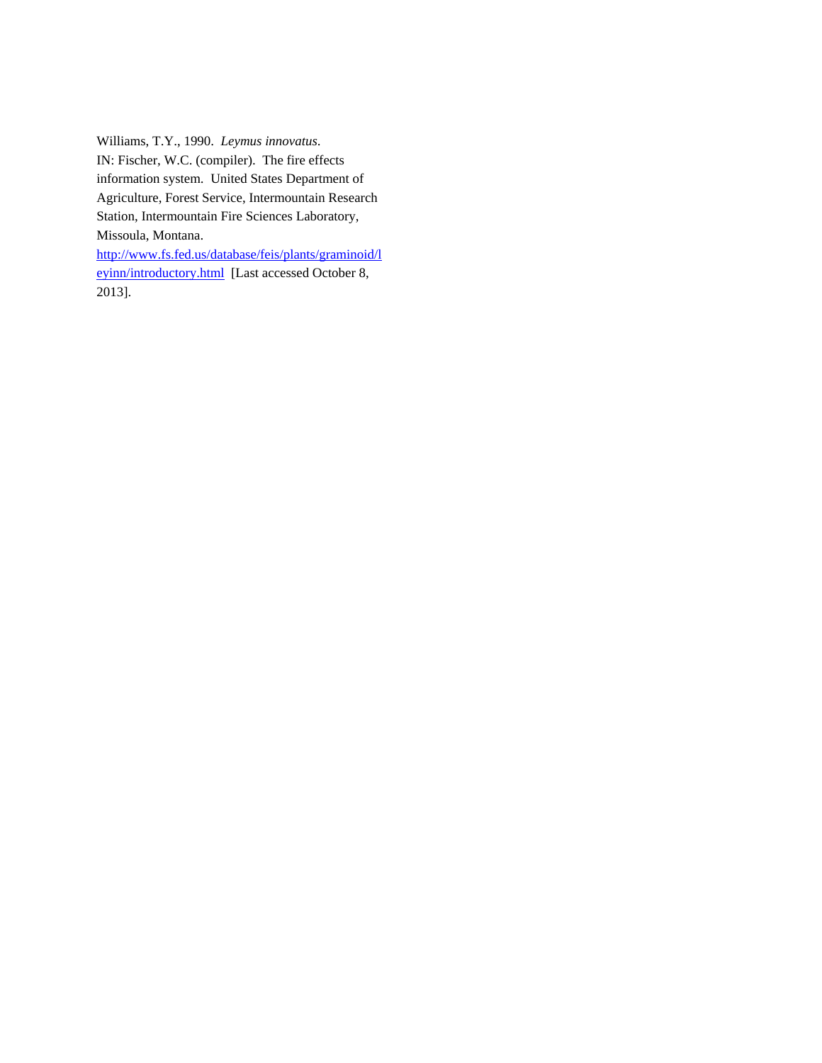Williams, T.Y., 1990. *Leymus innovatus*. IN: Fischer, W.C. (compiler). The fire effects information system. United States Department of Agriculture, Forest Service, Intermountain Research Station, Intermountain Fire Sciences Laboratory, Missoula, Montana. [http://www.fs.fed.us/database/feis/plants/graminoid/leyinn/introductory.html](http://www.fs.fed.us/database/feis/plants/graminoid/leyinn/introductory.html) [Last accessed October 8, 2013].